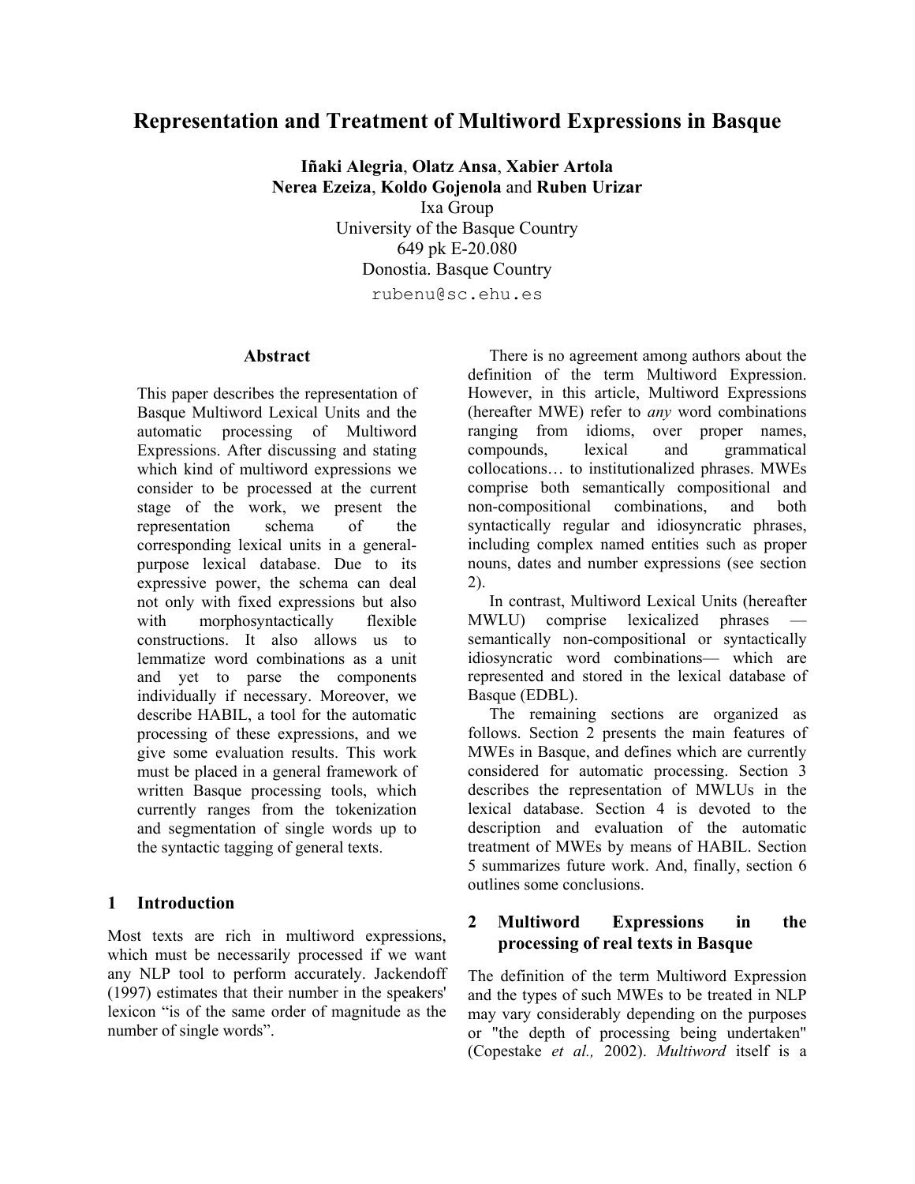# Representation and Treatment of Multiword Expressions in Basque

**Iñaki Alegria**, **Olatz Ansa**, **Xabier Artola**
**Nerea Ezeiza**, **Koldo Gojenola** and **Ruben Urizar**
Ixa Group
University of the Basque Country
649 pk E-20.080
Donostia. Basque Country
rubenu@sc.ehu.es

## Abstract

This paper describes the representation of Basque Multiword Lexical Units and the automatic processing of Multiword Expressions. After discussing and stating which kind of multiword expressions we consider to be processed at the current stage of the work, we present the representation schema of the corresponding lexical units in a general-purpose lexical database. Due to its expressive power, the schema can deal not only with fixed expressions but also with morphosyntactically flexible constructions. It also allows us to lemmatize word combinations as a unit and yet to parse the components individually if necessary. Moreover, we describe HABIL, a tool for the automatic processing of these expressions, and we give some evaluation results. This work must be placed in a general framework of written Basque processing tools, which currently ranges from the tokenization and segmentation of single words up to the syntactic tagging of general texts.

## 1 Introduction

Most texts are rich in multiword expressions, which must be necessarily processed if we want any NLP tool to perform accurately. Jackendoff (1997) estimates that their number in the speakers' lexicon "is of the same order of magnitude as the number of single words".

There is no agreement among authors about the definition of the term Multiword Expression. However, in this article, Multiword Expressions (hereafter MWE) refer to *any* word combinations ranging from idioms, over proper names, compounds, lexical and grammatical collocations… to institutionalized phrases. MWEs comprise both semantically compositional and non-compositional combinations, and both syntactically regular and idiosyncratic phrases, including complex named entities such as proper nouns, dates and number expressions (see section 2).

In contrast, Multiword Lexical Units (hereafter MWLU) comprise lexicalized phrases —semantically non-compositional or syntactically idiosyncratic word combinations— which are represented and stored in the lexical database of Basque (EDBL).

The remaining sections are organized as follows. Section 2 presents the main features of MWEs in Basque, and defines which are currently considered for automatic processing. Section 3 describes the representation of MWLUs in the lexical database. Section 4 is devoted to the description and evaluation of the automatic treatment of MWEs by means of HABIL. Section 5 summarizes future work. And, finally, section 6 outlines some conclusions.

## 2 Multiword Expressions in the processing of real texts in Basque

The definition of the term Multiword Expression and the types of such MWEs to be treated in NLP may vary considerably depending on the purposes or "the depth of processing being undertaken" (Copestake *et al.,* 2002). *Multiword* itself is a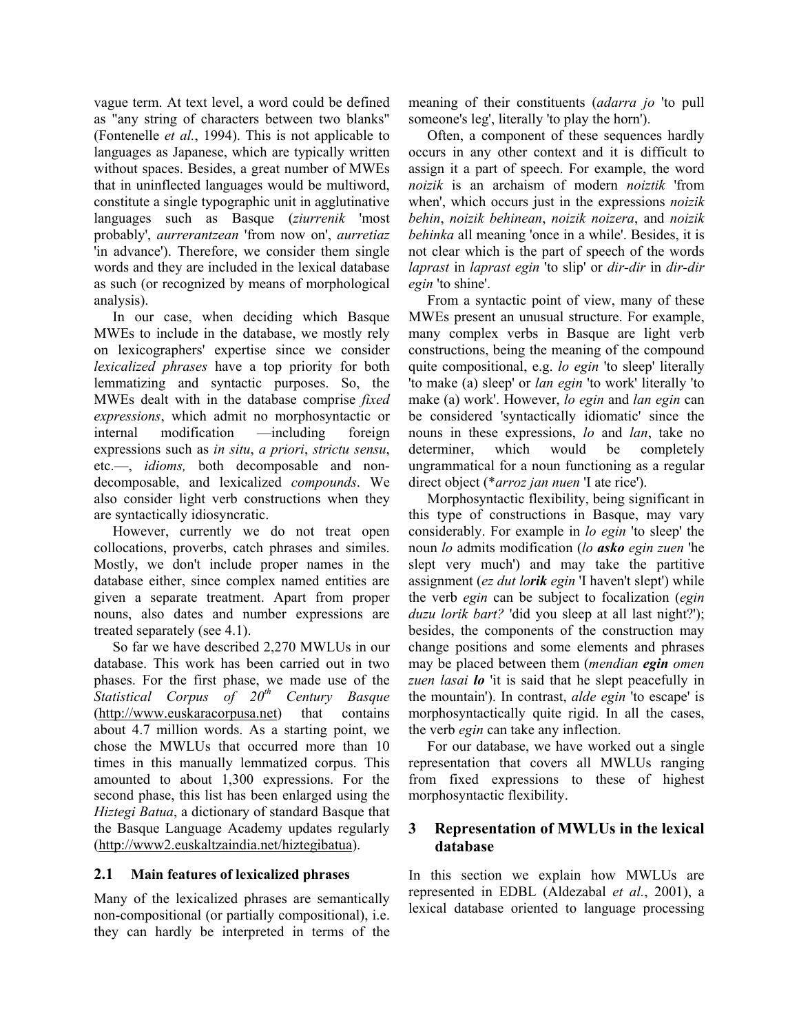vague term. At text level, a word could be defined as "any string of characters between two blanks" (Fontenelle *et al.*, 1994). This is not applicable to languages as Japanese, which are typically written without spaces. Besides, a great number of MWEs that in uninflected languages would be multiword, constitute a single typographic unit in agglutinative languages such as Basque (*ziurrenik* 'most probably', *aurrerantzean* 'from now on', *aurretiaz* 'in advance'). Therefore, we consider them single words and they are included in the lexical database as such (or recognized by means of morphological analysis).

In our case, when deciding which Basque MWEs to include in the database, we mostly rely on lexicographers' expertise since we consider *lexicalized phrases* have a top priority for both lemmatizing and syntactic purposes. So, the MWEs dealt with in the database comprise *fixed expressions*, which admit no morphosyntactic or internal modification —including foreign expressions such as *in situ*, *a priori*, *strictu sensu*, etc.—, *idioms,* both decomposable and non-decomposable, and lexicalized *compounds*. We also consider light verb constructions when they are syntactically idiosyncratic.

However, currently we do not treat open collocations, proverbs, catch phrases and similes. Mostly, we don't include proper names in the database either, since complex named entities are given a separate treatment. Apart from proper nouns, also dates and number expressions are treated separately (see 4.1).

So far we have described 2,270 MWLUs in our database. This work has been carried out in two phases. For the first phase, we made use of the *Statistical Corpus of 20th Century Basque* (http://www.euskaracorpusa.net) that contains about 4.7 million words. As a starting point, we chose the MWLUs that occurred more than 10 times in this manually lemmatized corpus. This amounted to about 1,300 expressions. For the second phase, this list has been enlarged using the *Hiztegi Batua*, a dictionary of standard Basque that the Basque Language Academy updates regularly (http://www2.euskaltzaindia.net/hiztegibatua).

### 2.1 Main features of lexicalized phrases

Many of the lexicalized phrases are semantically non-compositional (or partially compositional), i.e. they can hardly be interpreted in terms of the meaning of their constituents (*adarra jo* 'to pull someone's leg', literally 'to play the horn').

Often, a component of these sequences hardly occurs in any other context and it is difficult to assign it a part of speech. For example, the word *noizik* is an archaism of modern *noiztik* 'from when', which occurs just in the expressions *noizik behin*, *noizik behinean*, *noizik noizera*, and *noizik behinka* all meaning 'once in a while'. Besides, it is not clear which is the part of speech of the words *laprast* in *laprast egin* 'to slip' or *dir-dir* in *dir-dir egin* 'to shine'.

From a syntactic point of view, many of these MWEs present an unusual structure. For example, many complex verbs in Basque are light verb constructions, being the meaning of the compound quite compositional, e.g. *lo egin* 'to sleep' literally 'to make (a) sleep' or *lan egin* 'to work' literally 'to make (a) work'. However, *lo egin* and *lan egin* can be considered 'syntactically idiomatic' since the nouns in these expressions, *lo* and *lan*, take no determiner, which would be completely ungrammatical for a noun functioning as a regular direct object (\**arroz jan nuen* 'I ate rice').

Morphosyntactic flexibility, being significant in this type of constructions in Basque, may vary considerably. For example in *lo egin* 'to sleep' the noun *lo* admits modification (*lo **asko** egin zuen* 'he slept very much') and may take the partitive assignment (*ez dut lo**rik** egin* 'I haven't slept') while the verb *egin* can be subject to focalization (*egin duzu lorik bart?* 'did you sleep at all last night?'); besides, the components of the construction may change positions and some elements and phrases may be placed between them (*mendian **egin** omen zuen lasai **lo*** 'it is said that he slept peacefully in the mountain'). In contrast, *alde egin* 'to escape' is morphosyntactically quite rigid. In all the cases, the verb *egin* can take any inflection.

For our database, we have worked out a single representation that covers all MWLUs ranging from fixed expressions to these of highest morphosyntactic flexibility.

## 3 Representation of MWLUs in the lexical database

In this section we explain how MWLUs are represented in EDBL (Aldezabal *et al.*, 2001), a lexical database oriented to language processing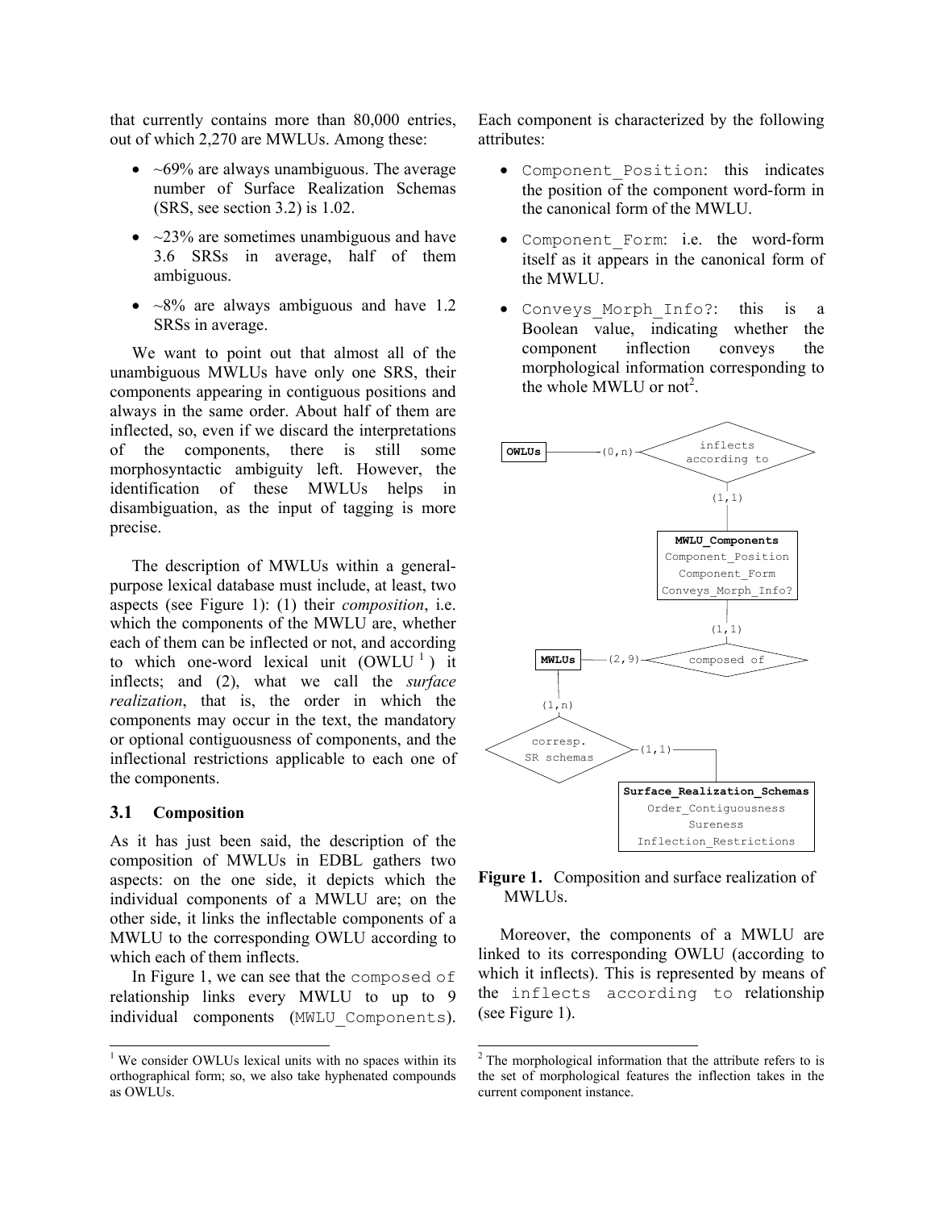that currently contains more than 80,000 entries, out of which 2,270 are MWLUs. Among these:

- ~69% are always unambiguous. The average number of Surface Realization Schemas (SRS, see section 3.2) is 1.02.
- ~23% are sometimes unambiguous and have 3.6 SRSs in average, half of them ambiguous.
- ~8% are always ambiguous and have 1.2 SRSs in average.

We want to point out that almost all of the unambiguous MWLUs have only one SRS, their components appearing in contiguous positions and always in the same order. About half of them are inflected, so, even if we discard the interpretations of the components, there is still some morphosyntactic ambiguity left. However, the identification of these MWLUs helps in disambiguation, as the input of tagging is more precise.

The description of MWLUs within a general-purpose lexical database must include, at least, two aspects (see Figure 1): (1) their *composition*, i.e. which the components of the MWLU are, whether each of them can be inflected or not, and according to which one-word lexical unit (OWLU [1]) it inflects; and (2), what we call the *surface realization*, that is, the order in which the components may occur in the text, the mandatory or optional contiguousness of components, and the inflectional restrictions applicable to each one of the components.

### 3.1 Composition

As it has just been said, the description of the composition of MWLUs in EDBL gathers two aspects: on the one side, it depicts which the individual components of a MWLU are; on the other side, it links the inflectable components of a MWLU to the corresponding OWLU according to which each of them inflects.

In Figure 1, we can see that the `composed of` relationship links every MWLU to up to 9 individual components (`MWLU_Components`). Each component is characterized by the following attributes:

- `Component_Position`: this indicates the position of the component word-form in the canonical form of the MWLU.
- `Component_Form`: i.e. the word-form itself as it appears in the canonical form of the MWLU.
- `Conveys_Morph_Info?`: this is a Boolean value, indicating whether the component inflection conveys the morphological information corresponding to the whole MWLU or not[2].

**Figure 1.** Composition and surface realization of MWLUs.

Moreover, the components of a MWLU are linked to its corresponding OWLU (according to which it inflects). This is represented by means of the `inflects according to` relationship (see Figure 1).

[1] We consider OWLUs lexical units with no spaces within its orthographical form; so, we also take hyphenated compounds as OWLUs.

[2] The morphological information that the attribute refers to is the set of morphological features the inflection takes in the current component instance.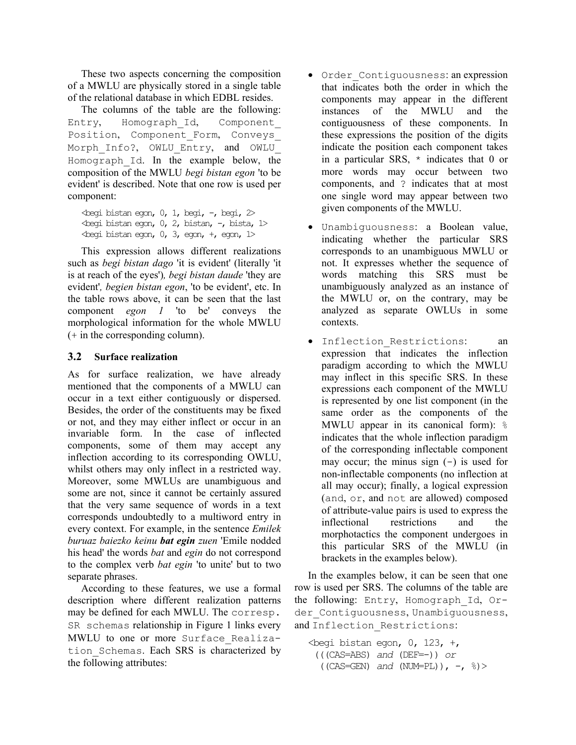These two aspects concerning the composition of a MWLU are physically stored in a single table of the relational database in which EDBL resides.

The columns of the table are the following: `Entry`, `Homograph_Id`, `Component_Position`, `Component_Form`, `Conveys_Morph_Info?`, `OWLU_Entry`, and `OWLU_Homograph_Id`. In the example below, the composition of the MWLU *begi bistan egon* 'to be evident' is described. Note that one row is used per component:

```
<begi bistan egon, 0, 1, begi, -, begi, 2>
<begi bistan egon, 0, 2, bistan, -, bista, 1>
<begi bistan egon, 0, 3, egon, +, egon, 1>
```

This expression allows different realizations such as *begi bistan dago* 'it is evident' (literally 'it is at reach of the eyes'), *begi bistan daude* 'they are evident', *begien bistan egon*, 'to be evident', etc. In the table rows above, it can be seen that the last component *egon 1* 'to be' conveys the morphological information for the whole MWLU (+ in the corresponding column).

### 3.2 Surface realization

As for surface realization, we have already mentioned that the components of a MWLU can occur in a text either contiguously or dispersed. Besides, the order of the constituents may be fixed or not, and they may either inflect or occur in an invariable form. In the case of inflected components, some of them may accept any inflection according to its corresponding OWLU, whilst others may only inflect in a restricted way. Moreover, some MWLUs are unambiguous and some are not, since it cannot be certainly assured that the very same sequence of words in a text corresponds undoubtedly to a multiword entry in every context. For example, in the sentence *Emilek buruaz baiezko keinu **bat egin** zuen* 'Emile nodded his head' the words *bat* and *egin* do not correspond to the complex verb *bat egin* 'to unite' but to two separate phrases.

According to these features, we use a formal description where different realization patterns may be defined for each MWLU. The `corresp. SR schemas` relationship in Figure 1 links every MWLU to one or more `Surface_Realization_Schemas`. Each SRS is characterized by the following attributes:

- `Order_Contiguousness`: an expression that indicates both the order in which the components may appear in the different instances of the MWLU and the contiguousness of these components. In these expressions the position of the digits indicate the position each component takes in a particular SRS, `*` indicates that 0 or more words may occur between two components, and `?` indicates that at most one single word may appear between two given components of the MWLU.
- `Unambiguousness`: a Boolean value, indicating whether the particular SRS corresponds to an unambiguous MWLU or not. It expresses whether the sequence of words matching this SRS must be unambiguously analyzed as an instance of the MWLU or, on the contrary, may be analyzed as separate OWLUs in some contexts.
- `Inflection_Restrictions`: an expression that indicates the inflection paradigm according to which the MWLU may inflect in this specific SRS. In these expressions each component of the MWLU is represented by one list component (in the same order as the components of the MWLU appear in its canonical form): `%` indicates that the whole inflection paradigm of the corresponding inflectable component may occur; the minus sign (`-`) is used for non-inflectable components (no inflection at all may occur); finally, a logical expression (`and`, `or`, and `not` are allowed) composed of attribute-value pairs is used to express the inflectional restrictions and the morphotactics the component undergoes in this particular SRS of the MWLU (in brackets in the examples below).

In the examples below, it can be seen that one row is used per SRS. The columns of the table are the following: `Entry`, `Homograph_Id`, `Order_Contiguousness`, `Unambiguousness`, and `Inflection_Restrictions`:

```
<begi bistan egon, 0, 123, +,
  (((CAS=ABS) and (DEF=-)) or
  ((CAS=GEN) and (NUM=PL)), -, %)>
```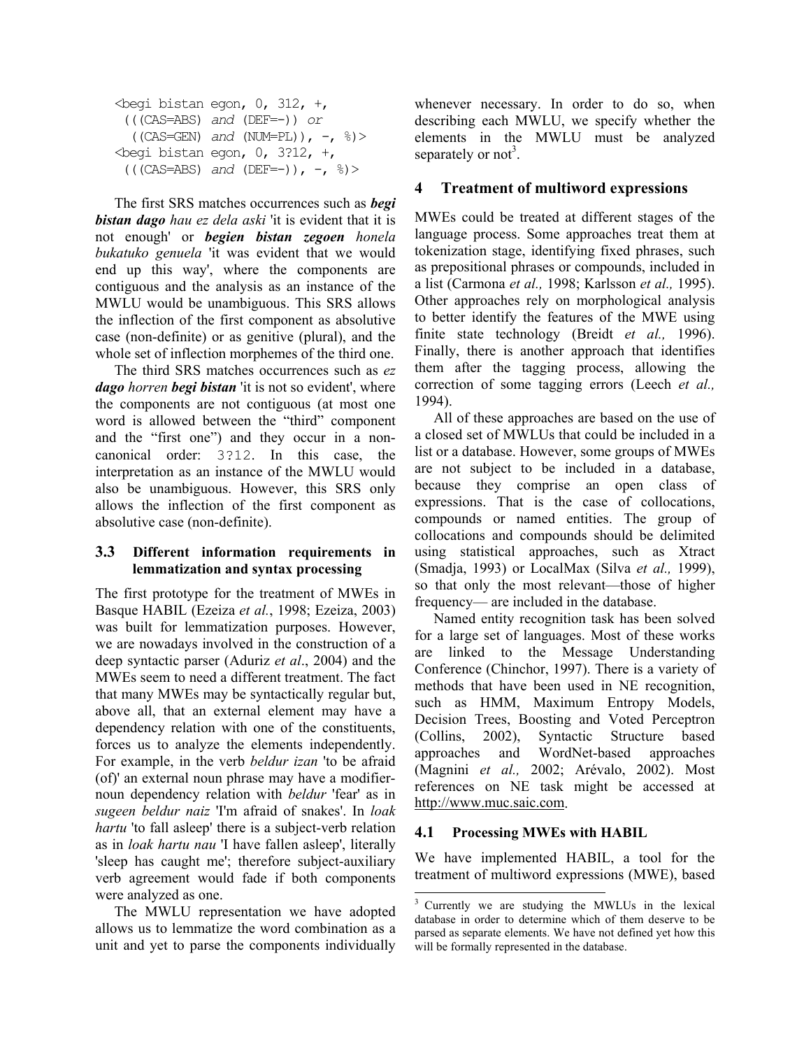```
<begi bistan egon, 0, 312, +,
 (((CAS=ABS) and (DEF=-)) or
  ((CAS=GEN) and (NUM=PL)), -, %)>
<begi bistan egon, 0, 3?12, +,
 (((CAS=ABS) and (DEF=-)), -, %)>
```

The first SRS matches occurrences such as ***begi bistan dago*** *hau ez dela aski* 'it is evident that it is not enough' or ***begien bistan zegoen*** *honela bukatuko genuela* 'it was evident that we would end up this way', where the components are contiguous and the analysis as an instance of the MWLU would be unambiguous. This SRS allows the inflection of the first component as absolutive case (non-definite) or as genitive (plural), and the whole set of inflection morphemes of the third one.

The third SRS matches occurrences such as *ez **dago** horren **begi bistan*** 'it is not so evident', where the components are not contiguous (at most one word is allowed between the "third" component and the "first one") and they occur in a non-canonical order: `3?12`. In this case, the interpretation as an instance of the MWLU would also be unambiguous. However, this SRS only allows the inflection of the first component as absolutive case (non-definite).

### 3.3 Different information requirements in lemmatization and syntax processing

The first prototype for the treatment of MWEs in Basque HABIL (Ezeiza *et al.*, 1998; Ezeiza, 2003) was built for lemmatization purposes. However, we are nowadays involved in the construction of a deep syntactic parser (Aduriz *et al*., 2004) and the MWEs seem to need a different treatment. The fact that many MWEs may be syntactically regular but, above all, that an external element may have a dependency relation with one of the constituents, forces us to analyze the elements independently. For example, in the verb *beldur izan* 'to be afraid (of)' an external noun phrase may have a modifier-noun dependency relation with *beldur* 'fear' as in *sugeen beldur naiz* 'I'm afraid of snakes'. In *loak hartu* 'to fall asleep' there is a subject-verb relation as in *loak hartu nau* 'I have fallen asleep', literally 'sleep has caught me'; therefore subject-auxiliary verb agreement would fade if both components were analyzed as one.

The MWLU representation we have adopted allows us to lemmatize the word combination as a unit and yet to parse the components individually whenever necessary. In order to do so, when describing each MWLU, we specify whether the elements in the MWLU must be analyzed separately or not[3].

## 4 Treatment of multiword expressions

MWEs could be treated at different stages of the language process. Some approaches treat them at tokenization stage, identifying fixed phrases, such as prepositional phrases or compounds, included in a list (Carmona *et al.,* 1998; Karlsson *et al.,* 1995). Other approaches rely on morphological analysis to better identify the features of the MWE using finite state technology (Breidt *et al.,* 1996). Finally, there is another approach that identifies them after the tagging process, allowing the correction of some tagging errors (Leech *et al.,* 1994).

All of these approaches are based on the use of a closed set of MWLUs that could be included in a list or a database. However, some groups of MWEs are not subject to be included in a database, because they comprise an open class of expressions. That is the case of collocations, compounds or named entities. The group of collocations and compounds should be delimited using statistical approaches, such as Xtract (Smadja, 1993) or LocalMax (Silva *et al.,* 1999), so that only the most relevant—those of higher frequency— are included in the database.

Named entity recognition task has been solved for a large set of languages. Most of these works are linked to the Message Understanding Conference (Chinchor, 1997). There is a variety of methods that have been used in NE recognition, such as HMM, Maximum Entropy Models, Decision Trees, Boosting and Voted Perceptron (Collins, 2002), Syntactic Structure based approaches and WordNet-based approaches (Magnini *et al.,* 2002; Arévalo, 2002). Most references on NE task might be accessed at http://www.muc.saic.com.

### 4.1 Processing MWEs with HABIL

We have implemented HABIL, a tool for the treatment of multiword expressions (MWE), based

---

[3] Currently we are studying the MWLUs in the lexical database in order to determine which of them deserve to be parsed as separate elements. We have not defined yet how this will be formally represented in the database.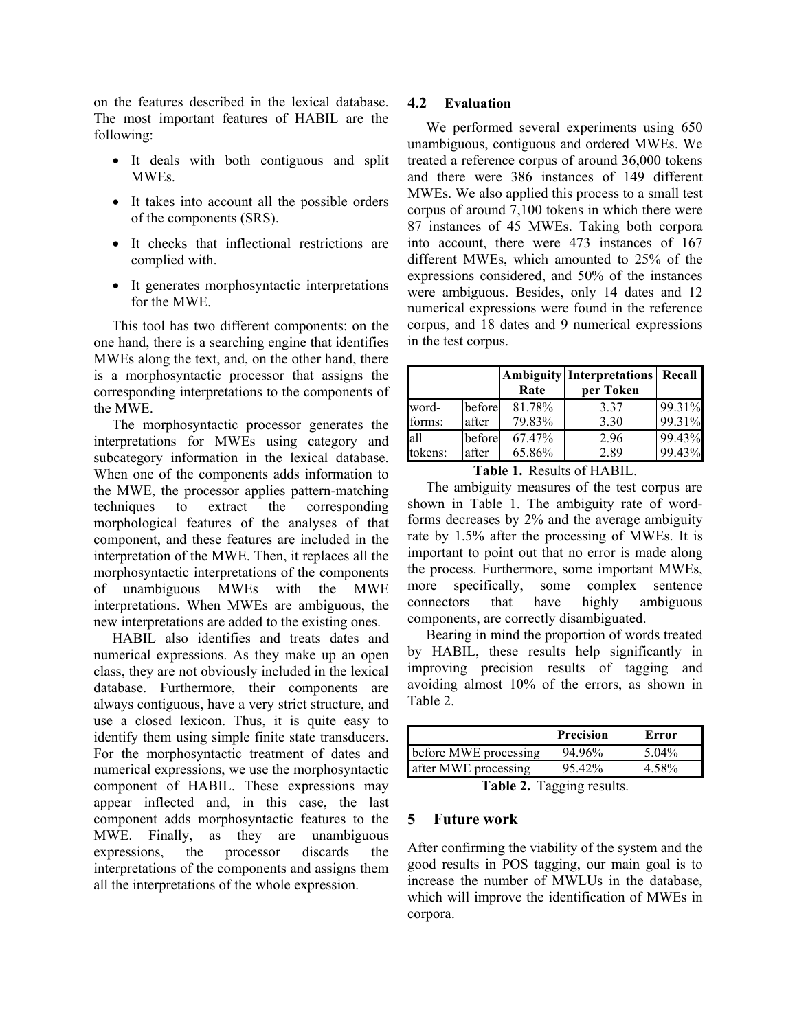on the features described in the lexical database. The most important features of HABIL are the following:

- It deals with both contiguous and split MWEs.
- It takes into account all the possible orders of the components (SRS).
- It checks that inflectional restrictions are complied with.
- It generates morphosyntactic interpretations for the MWE.

This tool has two different components: on the one hand, there is a searching engine that identifies MWEs along the text, and, on the other hand, there is a morphosyntactic processor that assigns the corresponding interpretations to the components of the MWE.

The morphosyntactic processor generates the interpretations for MWEs using category and subcategory information in the lexical database. When one of the components adds information to the MWE, the processor applies pattern-matching techniques to extract the corresponding morphological features of the analyses of that component, and these features are included in the interpretation of the MWE. Then, it replaces all the morphosyntactic interpretations of the components of unambiguous MWEs with the MWE interpretations. When MWEs are ambiguous, the new interpretations are added to the existing ones.

HABIL also identifies and treats dates and numerical expressions. As they make up an open class, they are not obviously included in the lexical database. Furthermore, their components are always contiguous, have a very strict structure, and use a closed lexicon. Thus, it is quite easy to identify them using simple finite state transducers. For the morphosyntactic treatment of dates and numerical expressions, we use the morphosyntactic component of HABIL. These expressions may appear inflected and, in this case, the last component adds morphosyntactic features to the MWE. Finally, as they are unambiguous expressions, the processor discards the interpretations of the components and assigns them all the interpretations of the whole expression.

### 4.2 Evaluation

We performed several experiments using 650 unambiguous, contiguous and ordered MWEs. We treated a reference corpus of around 36,000 tokens and there were 386 instances of 149 different MWEs. We also applied this process to a small test corpus of around 7,100 tokens in which there were 87 instances of 45 MWEs. Taking both corpora into account, there were 473 instances of 167 different MWEs, which amounted to 25% of the expressions considered, and 50% of the instances were ambiguous. Besides, only 14 dates and 12 numerical expressions were found in the reference corpus, and 18 dates and 9 numerical expressions in the test corpus.

| | | Ambiguity Rate | Interpretations per Token | Recall |
|---|---|---|---|---|
| word-forms: | before | 81.78% | 3.37 | 99.31% |
| | after | 79.83% | 3.30 | 99.31% |
| all tokens: | before | 67.47% | 2.96 | 99.43% |
| | after | 65.86% | 2.89 | 99.43% |

**Table 1.** Results of HABIL.

The ambiguity measures of the test corpus are shown in Table 1. The ambiguity rate of word-forms decreases by 2% and the average ambiguity rate by 1.5% after the processing of MWEs. It is important to point out that no error is made along the process. Furthermore, some important MWEs, more specifically, some complex sentence connectors that have highly ambiguous components, are correctly disambiguated.

Bearing in mind the proportion of words treated by HABIL, these results help significantly in improving precision results of tagging and avoiding almost 10% of the errors, as shown in Table 2.

| | Precision | Error |
|---|---|---|
| before MWE processing | 94.96% | 5.04% |
| after MWE processing | 95.42% | 4.58% |

**Table 2.** Tagging results.

## 5 Future work

After confirming the viability of the system and the good results in POS tagging, our main goal is to increase the number of MWLUs in the database, which will improve the identification of MWEs in corpora.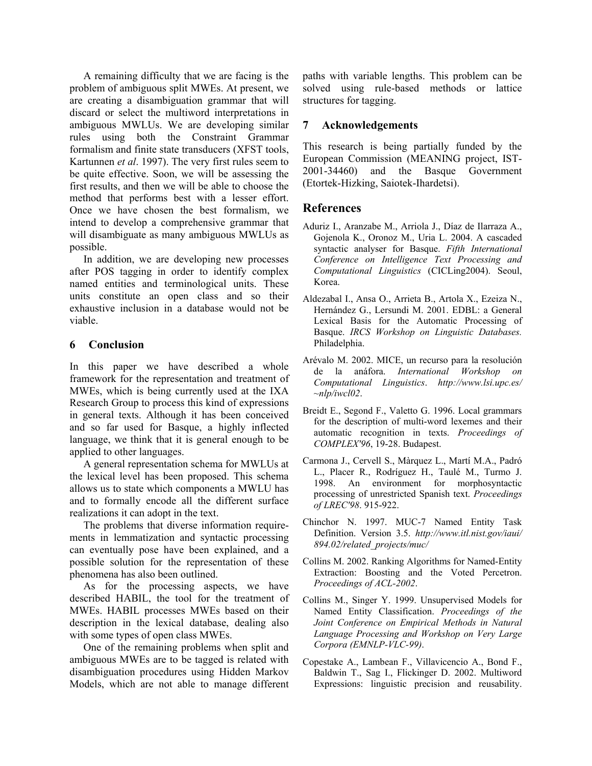A remaining difficulty that we are facing is the problem of ambiguous split MWEs. At present, we are creating a disambiguation grammar that will discard or select the multiword interpretations in ambiguous MWLUs. We are developing similar rules using both the Constraint Grammar formalism and finite state transducers (XFST tools, Kartunnen *et al*. 1997). The very first rules seem to be quite effective. Soon, we will be assessing the first results, and then we will be able to choose the method that performs best with a lesser effort. Once we have chosen the best formalism, we intend to develop a comprehensive grammar that will disambiguate as many ambiguous MWLUs as possible.

In addition, we are developing new processes after POS tagging in order to identify complex named entities and terminological units. These units constitute an open class and so their exhaustive inclusion in a database would not be viable.

## 6 Conclusion

In this paper we have described a whole framework for the representation and treatment of MWEs, which is being currently used at the IXA Research Group to process this kind of expressions in general texts. Although it has been conceived and so far used for Basque, a highly inflected language, we think that it is general enough to be applied to other languages.

A general representation schema for MWLUs at the lexical level has been proposed. This schema allows us to state which components a MWLU has and to formally encode all the different surface realizations it can adopt in the text.

The problems that diverse information requirements in lemmatization and syntactic processing can eventually pose have been explained, and a possible solution for the representation of these phenomena has also been outlined.

As for the processing aspects, we have described HABIL, the tool for the treatment of MWEs. HABIL processes MWEs based on their description in the lexical database, dealing also with some types of open class MWEs.

One of the remaining problems when split and ambiguous MWEs are to be tagged is related with disambiguation procedures using Hidden Markov Models, which are not able to manage different paths with variable lengths. This problem can be solved using rule-based methods or lattice structures for tagging.

## 7 Acknowledgements

This research is being partially funded by the European Commission (MEANING project, IST-2001-34460) and the Basque Government (Etortek-Hizking, Saiotek-Ihardetsi).

## References

Aduriz I., Aranzabe M., Arriola J., Díaz de Ilarraza A., Gojenola K., Oronoz M., Uria L. 2004. A cascaded syntactic analyser for Basque. *Fifth International Conference on Intelligence Text Processing and Computational Linguistics* (CICLing2004). Seoul, Korea.

Aldezabal I., Ansa O., Arrieta B., Artola X., Ezeiza N., Hernández G., Lersundi M. 2001. EDBL: a General Lexical Basis for the Automatic Processing of Basque. *IRCS Workshop on Linguistic Databases.* Philadelphia.

Arévalo M. 2002. MICE, un recurso para la resolución de la anáfora. *International Workshop on Computational Linguistics*. *http://www.lsi.upc.es/~nlp/iwcl02*.

Breidt E., Segond F., Valetto G. 1996. Local grammars for the description of multi-word lexemes and their automatic recognition in texts. *Proceedings of COMPLEX'96*, 19-28. Budapest.

Carmona J., Cervell S., Màrquez L., Martí M.A., Padró L., Placer R., Rodríguez H., Taulé M., Turmo J. 1998. An environment for morphosyntactic processing of unrestricted Spanish text. *Proceedings of LREC'98*. 915-922.

Chinchor N. 1997. MUC-7 Named Entity Task Definition. Version 3.5. *http://www.itl.nist.gov/iaui/894.02/related_projects/muc/*

Collins M. 2002. Ranking Algorithms for Named-Entity Extraction: Boosting and the Voted Percetron. *Proceedings of ACL-2002*.

Collins M., Singer Y. 1999. Unsupervised Models for Named Entity Classification. *Proceedings of the Joint Conference on Empirical Methods in Natural Language Processing and Workshop on Very Large Corpora (EMNLP-VLC-99)*.

Copestake A., Lambean F., Villavicencio A., Bond F., Baldwin T., Sag I., Flickinger D. 2002. Multiword Expressions: linguistic precision and reusability.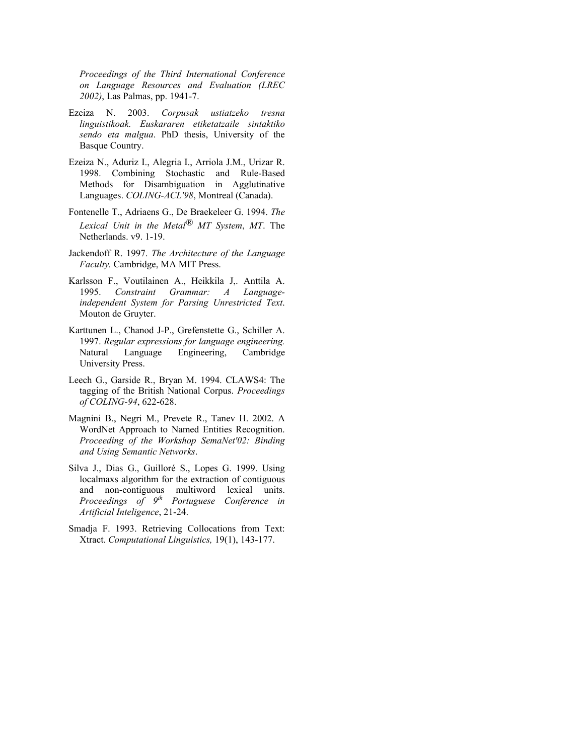*Proceedings of the Third International Conference on Language Resources and Evaluation (LREC 2002)*, Las Palmas, pp. 1941-7.

Ezeiza N. 2003. *Corpusak ustiatzeko tresna linguistikoak. Euskararen etiketatzaile sintaktiko sendo eta malgua*. PhD thesis, University of the Basque Country.

Ezeiza N., Aduriz I., Alegria I., Arriola J.M., Urizar R. 1998. Combining Stochastic and Rule-Based Methods for Disambiguation in Agglutinative Languages. *COLING-ACL'98*, Montreal (Canada).

Fontenelle T., Adriaens G., De Braekeleer G. 1994. *The Lexical Unit in the Metal® MT System*, *MT*. The Netherlands. v9. 1-19.

Jackendoff R. 1997. *The Architecture of the Language Faculty.* Cambridge, MA MIT Press.

Karlsson F., Voutilainen A., Heikkila J,. Anttila A. 1995. *Constraint Grammar: A Language-independent System for Parsing Unrestricted Text*. Mouton de Gruyter.

Karttunen L., Chanod J-P., Grefenstette G., Schiller A. 1997. *Regular expressions for language engineering.* Natural Language Engineering, Cambridge University Press.

Leech G., Garside R., Bryan M. 1994. CLAWS4: The tagging of the British National Corpus. *Proceedings of COLING-94*, 622-628.

Magnini B., Negri M., Prevete R., Tanev H. 2002. A WordNet Approach to Named Entities Recognition. *Proceeding of the Workshop SemaNet'02: Binding and Using Semantic Networks*.

Silva J., Dias G., Guilloré S., Lopes G. 1999. Using localmaxs algorithm for the extraction of contiguous and non-contiguous multiword lexical units. *Proceedings of 9th Portuguese Conference in Artificial Inteligence*, 21-24.

Smadja F. 1993. Retrieving Collocations from Text: Xtract. *Computational Linguistics,* 19(1), 143-177.